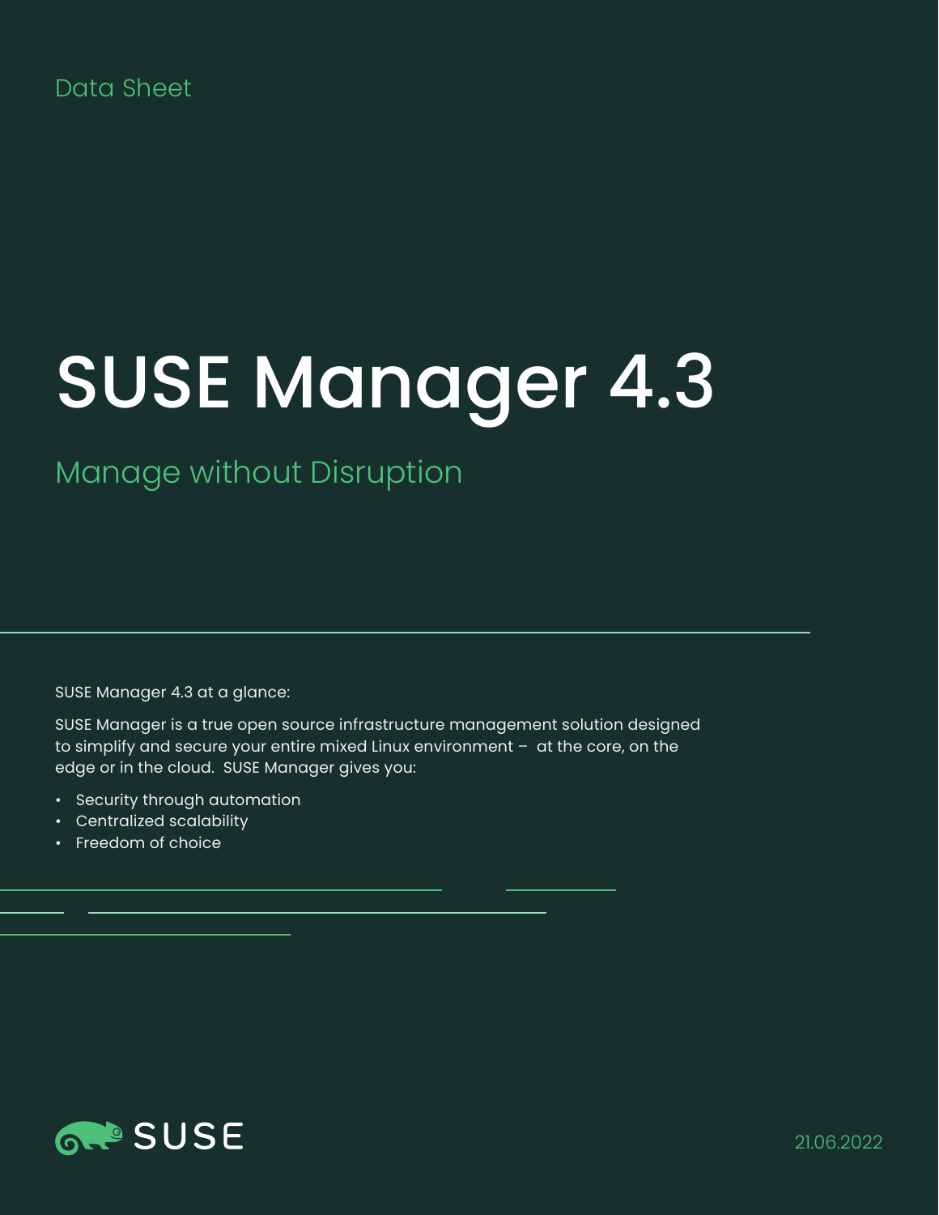Data Sheet

# SUSE Manager 4.3

## Manage without Disruption

SUSE Manager 4.3 at a glance:

SUSE Manager is a true open source infrastructure management solution designed to simplify and secure your entire mixed Linux environment – at the core, on the edge or in the cloud. SUSE Manager gives you:

- Security through automation
- Centralized scalability
- Freedom of choice

SUSE

21.06.2022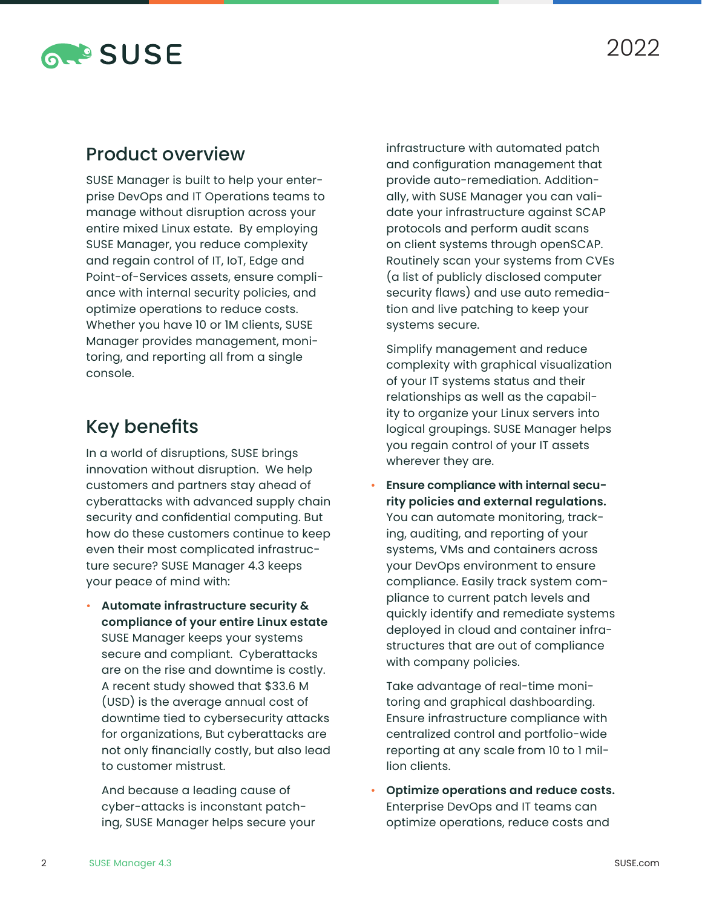## Product overview

SUSE Manager is built to help your enterprise DevOps and IT Operations teams to manage without disruption across your entire mixed Linux estate. By employing SUSE Manager, you reduce complexity and regain control of IT, IoT, Edge and Point-of-Services assets, ensure compliance with internal security policies, and optimize operations to reduce costs. Whether you have 10 or 1M clients, SUSE Manager provides management, monitoring, and reporting all from a single console.

## Key benefits

In a world of disruptions, SUSE brings innovation without disruption. We help customers and partners stay ahead of cyberattacks with advanced supply chain security and confidential computing. But how do these customers continue to keep even their most complicated infrastructure secure? SUSE Manager 4.3 keeps your peace of mind with:

- **Automate infrastructure security & compliance of your entire Linux estate** SUSE Manager keeps your systems secure and compliant. Cyberattacks are on the rise and downtime is costly. A recent study showed that $33.6 M (USD) is the average annual cost of downtime tied to cybersecurity attacks for organizations, But cyberattacks are not only financially costly, but also lead to customer mistrust.

  And because a leading cause of cyber-attacks is inconstant patching, SUSE Manager helps secure your infrastructure with automated patch and configuration management that provide auto-remediation. Additionally, with SUSE Manager you can validate your infrastructure against SCAP protocols and perform audit scans on client systems through openSCAP. Routinely scan your systems from CVEs (a list of publicly disclosed computer security flaws) and use auto remediation and live patching to keep your systems secure.

  Simplify management and reduce complexity with graphical visualization of your IT systems status and their relationships as well as the capability to organize your Linux servers into logical groupings. SUSE Manager helps you regain control of your IT assets wherever they are.

- **Ensure compliance with internal security policies and external regulations.** You can automate monitoring, tracking, auditing, and reporting of your systems, VMs and containers across your DevOps environment to ensure compliance. Easily track system compliance to current patch levels and quickly identify and remediate systems deployed in cloud and container infrastructures that are out of compliance with company policies.

  Take advantage of real-time monitoring and graphical dashboarding. Ensure infrastructure compliance with centralized control and portfolio-wide reporting at any scale from 10 to 1 million clients.

- **Optimize operations and reduce costs.** Enterprise DevOps and IT teams can optimize operations, reduce costs and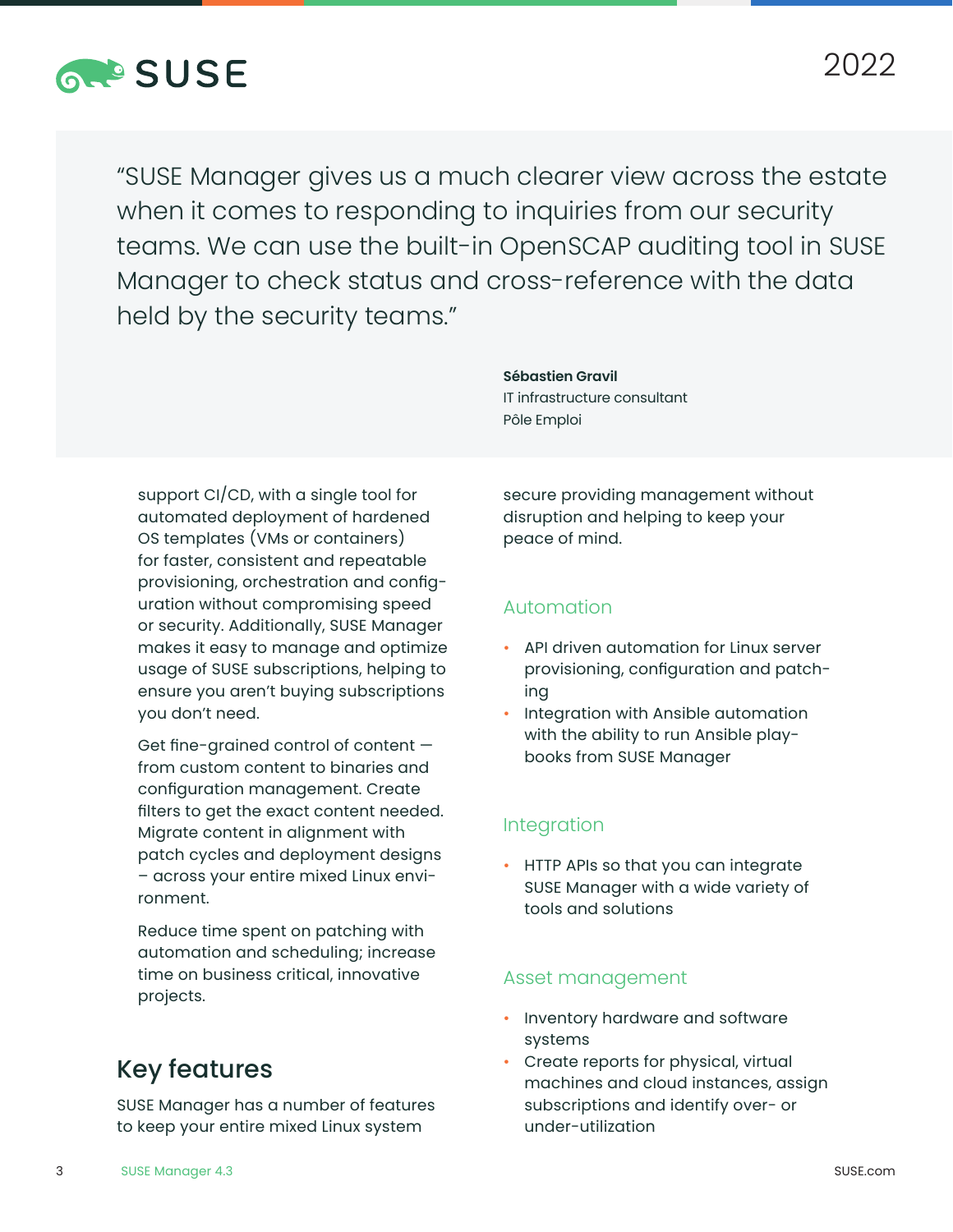> "SUSE Manager gives us a much clearer view across the estate when it comes to responding to inquiries from our security teams. We can use the built-in OpenSCAP auditing tool in SUSE Manager to check status and cross-reference with the data held by the security teams."
>
> **Sébastien Gravil**
> IT infrastructure consultant
> Pôle Emploi

support CI/CD, with a single tool for automated deployment of hardened OS templates (VMs or containers) for faster, consistent and repeatable provisioning, orchestration and configuration without compromising speed or security. Additionally, SUSE Manager makes it easy to manage and optimize usage of SUSE subscriptions, helping to ensure you aren't buying subscriptions you don't need.

Get fine-grained control of content — from custom content to binaries and configuration management. Create filters to get the exact content needed. Migrate content in alignment with patch cycles and deployment designs – across your entire mixed Linux environment.

Reduce time spent on patching with automation and scheduling; increase time on business critical, innovative projects.

## Key features

SUSE Manager has a number of features to keep your entire mixed Linux system secure providing management without disruption and helping to keep your peace of mind.

### Automation

- API driven automation for Linux server provisioning, configuration and patching
- Integration with Ansible automation with the ability to run Ansible playbooks from SUSE Manager

### Integration

- HTTP APIs so that you can integrate SUSE Manager with a wide variety of tools and solutions

### Asset management

- Inventory hardware and software systems
- Create reports for physical, virtual machines and cloud instances, assign subscriptions and identify over- or under-utilization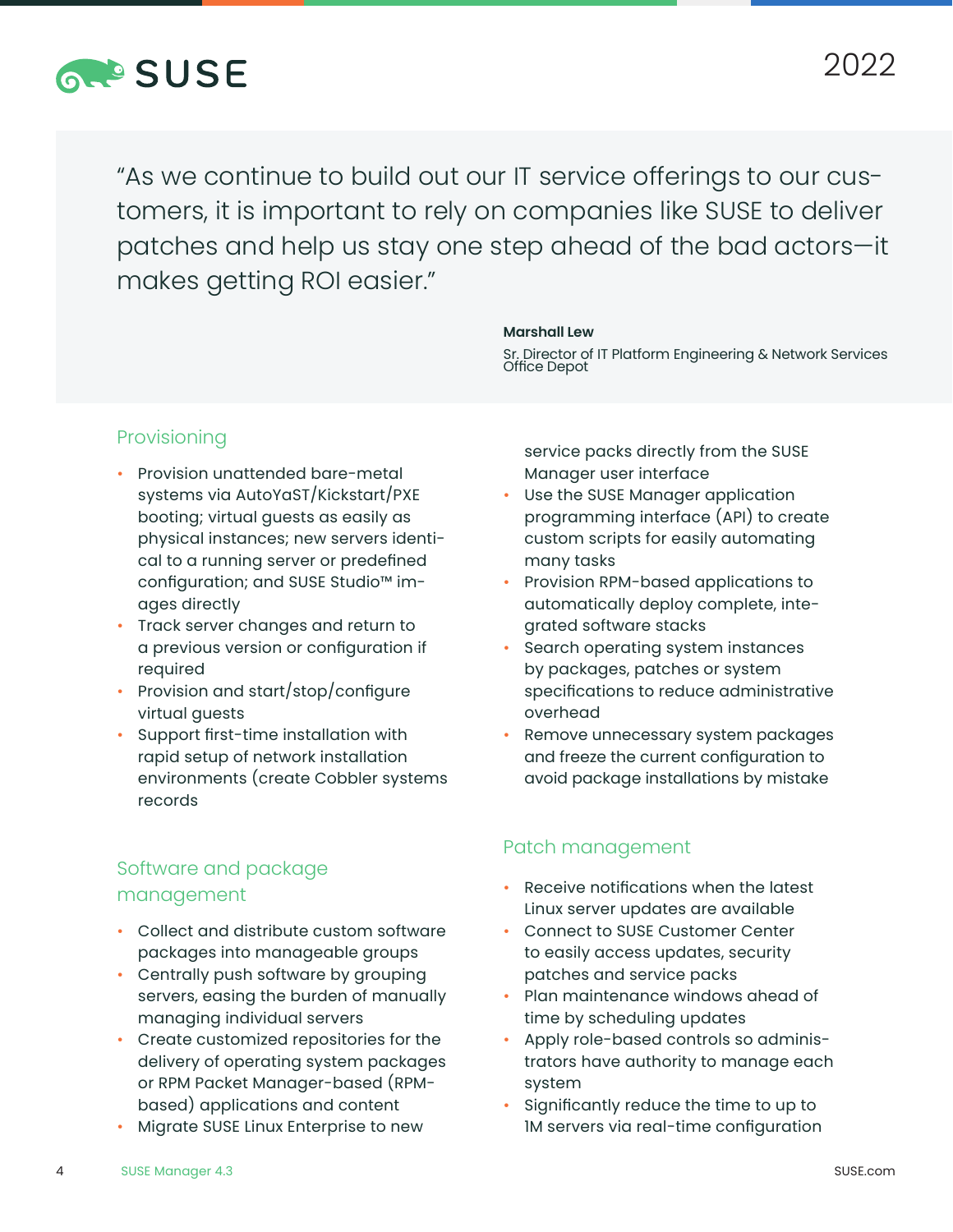> "As we continue to build out our IT service offerings to our customers, it is important to rely on companies like SUSE to deliver patches and help us stay one step ahead of the bad actors—it makes getting ROI easier."
>
> **Marshall Lew**
> Sr. Director of IT Platform Engineering & Network Services
> Office Depot

## Provisioning

- Provision unattended bare-metal systems via AutoYaST/Kickstart/PXE booting; virtual guests as easily as physical instances; new servers identical to a running server or predefined configuration; and SUSE Studio™ images directly
- Track server changes and return to a previous version or configuration if required
- Provision and start/stop/configure virtual guests
- Support first-time installation with rapid setup of network installation environments (create Cobbler systems records

## Software and package management

- Collect and distribute custom software packages into manageable groups
- Centrally push software by grouping servers, easing the burden of manually managing individual servers
- Create customized repositories for the delivery of operating system packages or RPM Packet Manager-based (RPM-based) applications and content
- Migrate SUSE Linux Enterprise to new service packs directly from the SUSE Manager user interface
- Use the SUSE Manager application programming interface (API) to create custom scripts for easily automating many tasks
- Provision RPM-based applications to automatically deploy complete, integrated software stacks
- Search operating system instances by packages, patches or system specifications to reduce administrative overhead
- Remove unnecessary system packages and freeze the current configuration to avoid package installations by mistake

## Patch management

- Receive notifications when the latest Linux server updates are available
- Connect to SUSE Customer Center to easily access updates, security patches and service packs
- Plan maintenance windows ahead of time by scheduling updates
- Apply role-based controls so administrators have authority to manage each system
- Significantly reduce the time to up to 1M servers via real-time configuration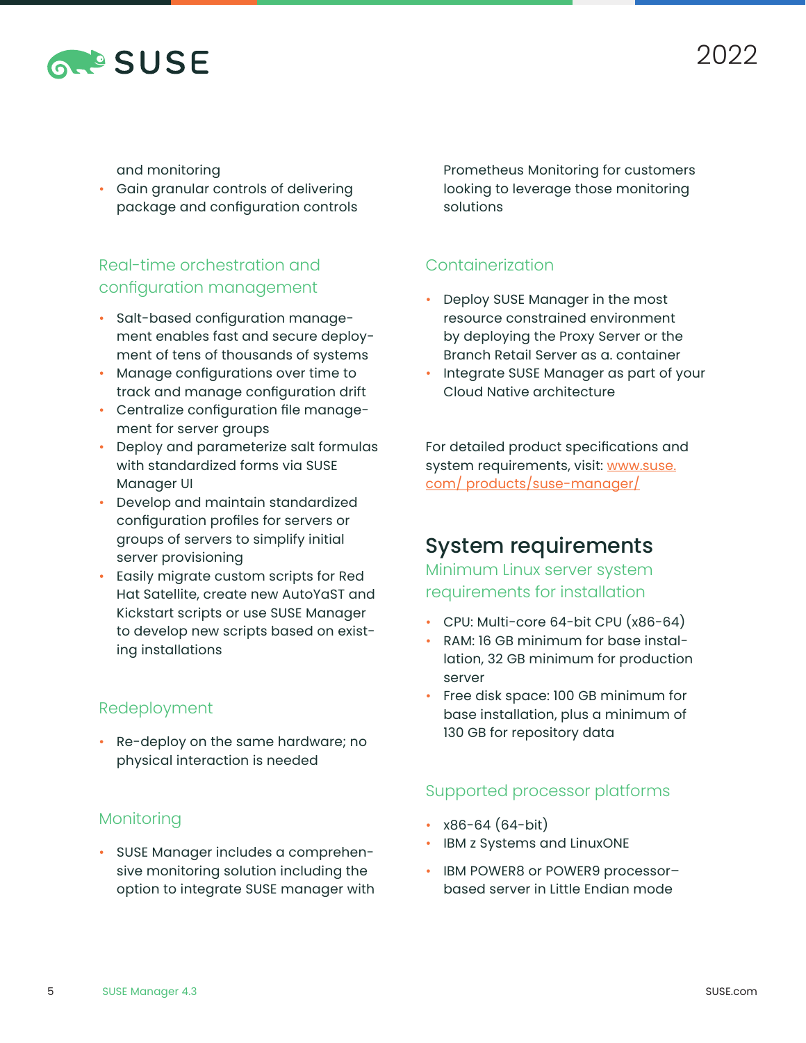and monitoring
- Gain granular controls of delivering package and configuration controls

### Real-time orchestration and configuration management

- Salt-based configuration management enables fast and secure deployment of tens of thousands of systems
- Manage configurations over time to track and manage configuration drift
- Centralize configuration file management for server groups
- Deploy and parameterize salt formulas with standardized forms via SUSE Manager UI
- Develop and maintain standardized configuration profiles for servers or groups of servers to simplify initial server provisioning
- Easily migrate custom scripts for Red Hat Satellite, create new AutoYaST and Kickstart scripts or use SUSE Manager to develop new scripts based on existing installations

### Redeployment

- Re-deploy on the same hardware; no physical interaction is needed

### Monitoring

- SUSE Manager includes a comprehensive monitoring solution including the option to integrate SUSE manager with Prometheus Monitoring for customers looking to leverage those monitoring solutions

### Containerization

- Deploy SUSE Manager in the most resource constrained environment by deploying the Proxy Server or the Branch Retail Server as a. container
- Integrate SUSE Manager as part of your Cloud Native architecture

For detailed product specifications and system requirements, visit: [www.suse.com/ products/suse-manager/](www.suse.com/products/suse-manager/)

## System requirements

### Minimum Linux server system requirements for installation

- CPU: Multi-core 64-bit CPU (x86-64)
- RAM: 16 GB minimum for base installation, 32 GB minimum for production server
- Free disk space: 100 GB minimum for base installation, plus a minimum of 130 GB for repository data

### Supported processor platforms

- x86-64 (64-bit)
- IBM z Systems and LinuxONE
- IBM POWER8 or POWER9 processor–based server in Little Endian mode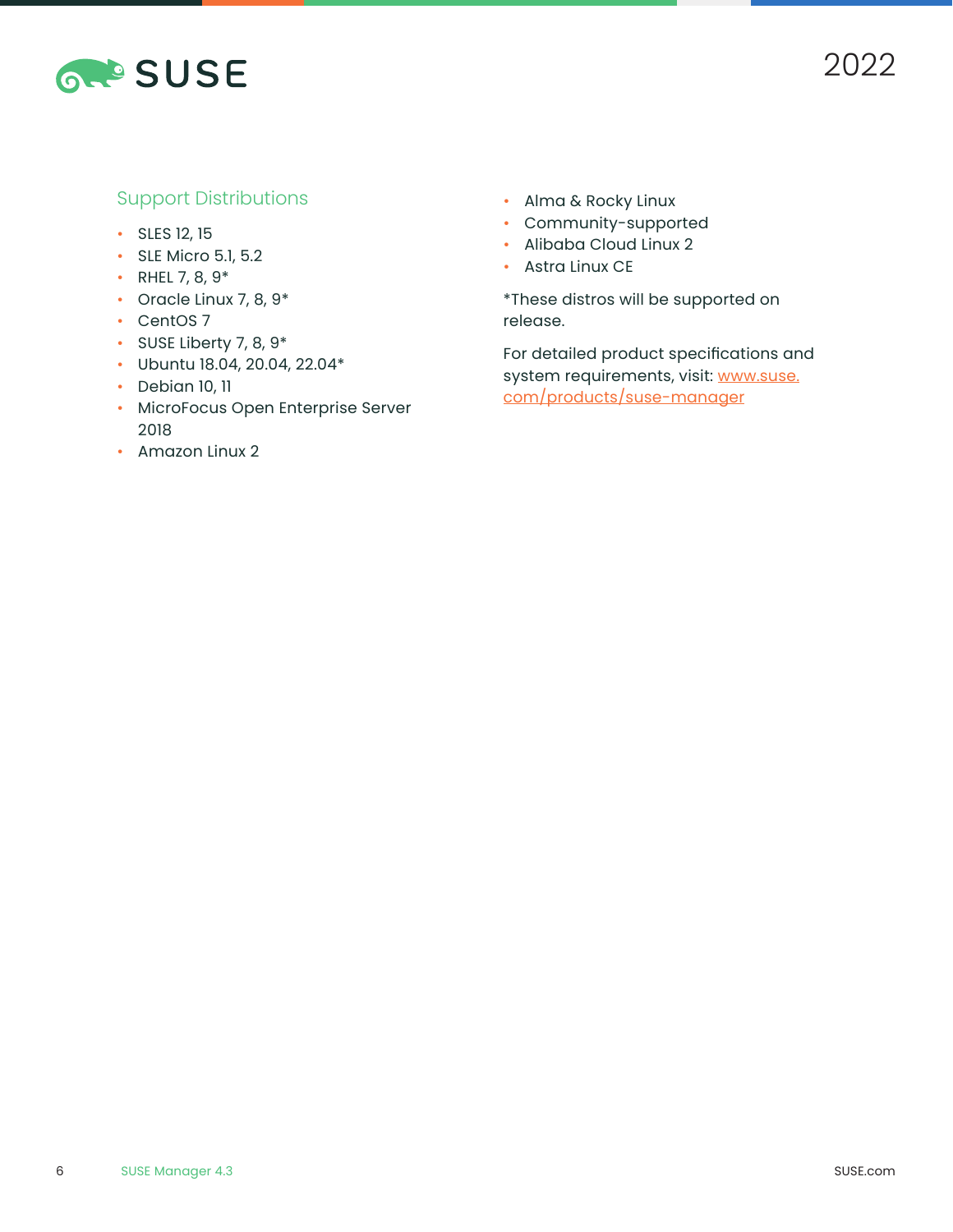## Support Distributions

- SLES 12, 15
- SLE Micro 5.1, 5.2
- RHEL 7, 8, 9*
- Oracle Linux 7, 8, 9*
- CentOS 7
- SUSE Liberty 7, 8, 9*
- Ubuntu 18.04, 20.04, 22.04*
- Debian 10, 11
- MicroFocus Open Enterprise Server 2018
- Amazon Linux 2
- Alma & Rocky Linux
- Community-supported
- Alibaba Cloud Linux 2
- Astra Linux CE

*These distros will be supported on release.

For detailed product specifications and system requirements, visit: [www.suse.com/products/suse-manager](https://www.suse.com/products/suse-manager)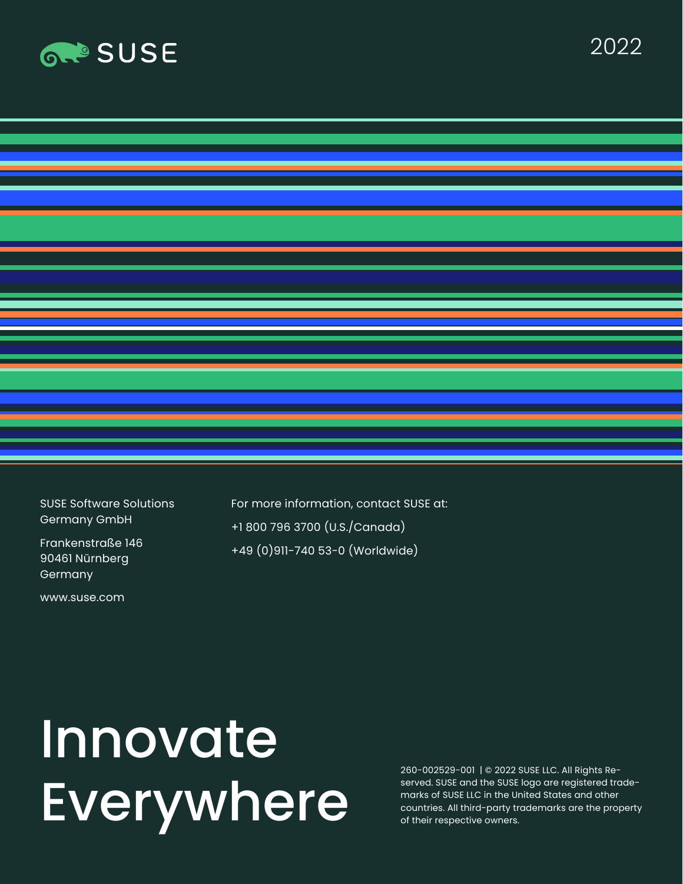SUSE

2022

SUSE Software Solutions
Germany GmbH

Frankenstraße 146
90461 Nürnberg
Germany

www.suse.com

For more information, contact SUSE at:

+1 800 796 3700 (U.S./Canada)

+49 (0)911-740 53-0 (Worldwide)

# Innovate Everywhere

260-002529-001 | © 2022 SUSE LLC. All Rights Reserved. SUSE and the SUSE logo are registered trademarks of SUSE LLC in the United States and other countries. All third-party trademarks are the property of their respective owners.